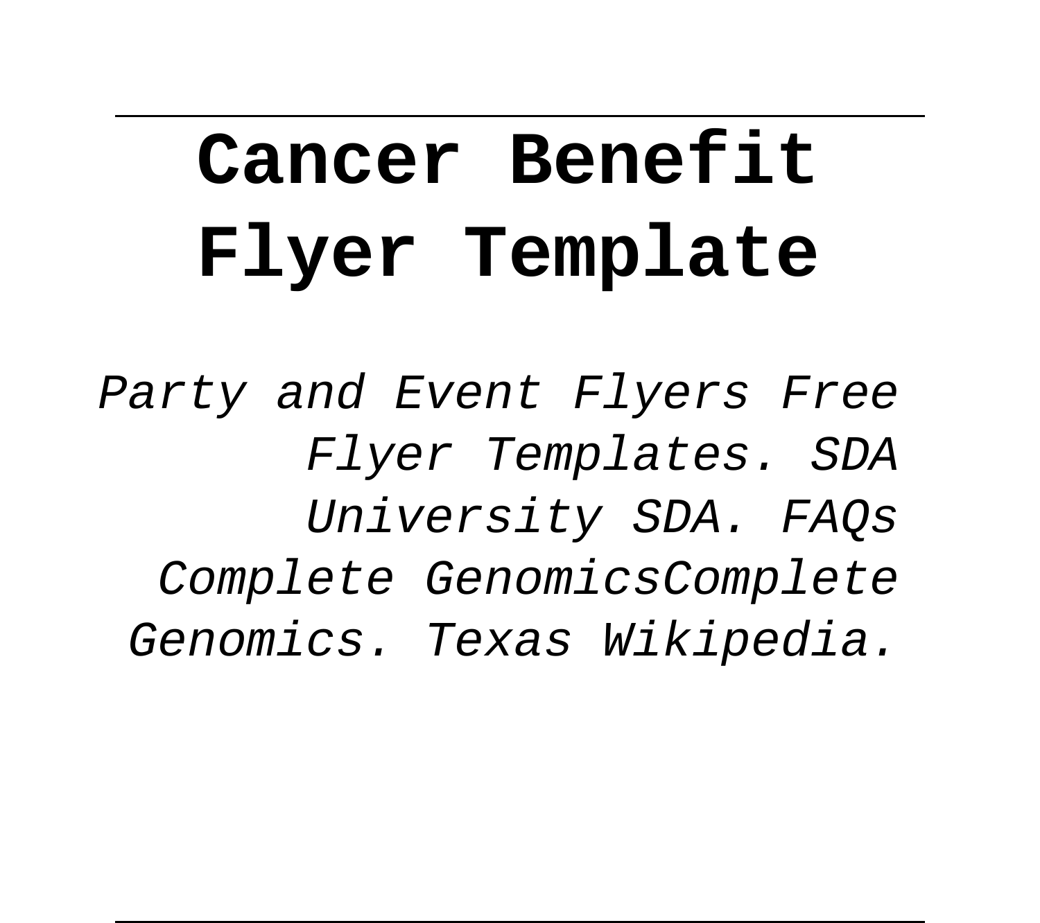# Cancer Benefit Flyer Template

*Party and Event Flyers Free Flyer Templates. SDA University SDA. FAQs Complete GenomicsComplete Genomics. Texas Wikipedia.*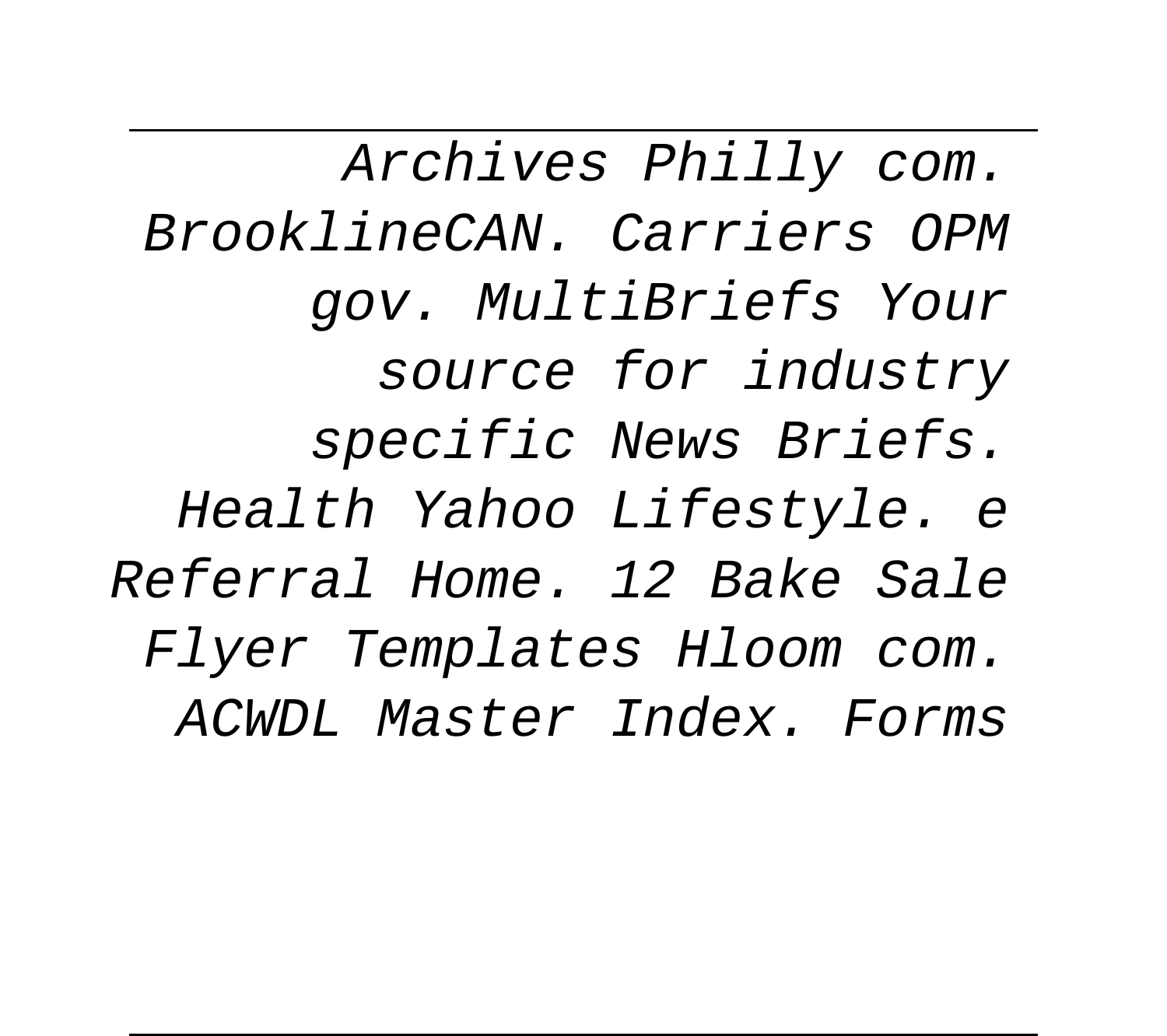Archives Philly com. BrooklineCAN. Carriers OPM gov. MultiBriefs Your source for industry specific News Briefs. Health Yahoo Lifestyle. e Referral Home. 12 Bake Sale Flyer Templates Hloom com. ACWDL Master Index. Forms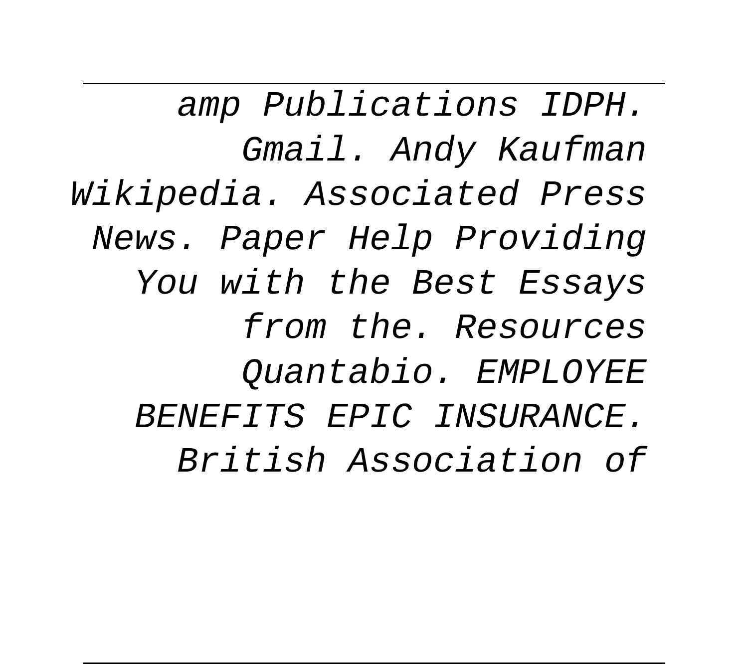amp Publications IDPH. Gmail. Andy Kaufman Wikipedia. Associated Press News. Paper Help Providing You with the Best Essays from the. Resources Quantabio. EMPLOYEE BENEFITS EPIC INSURANCE. British Association of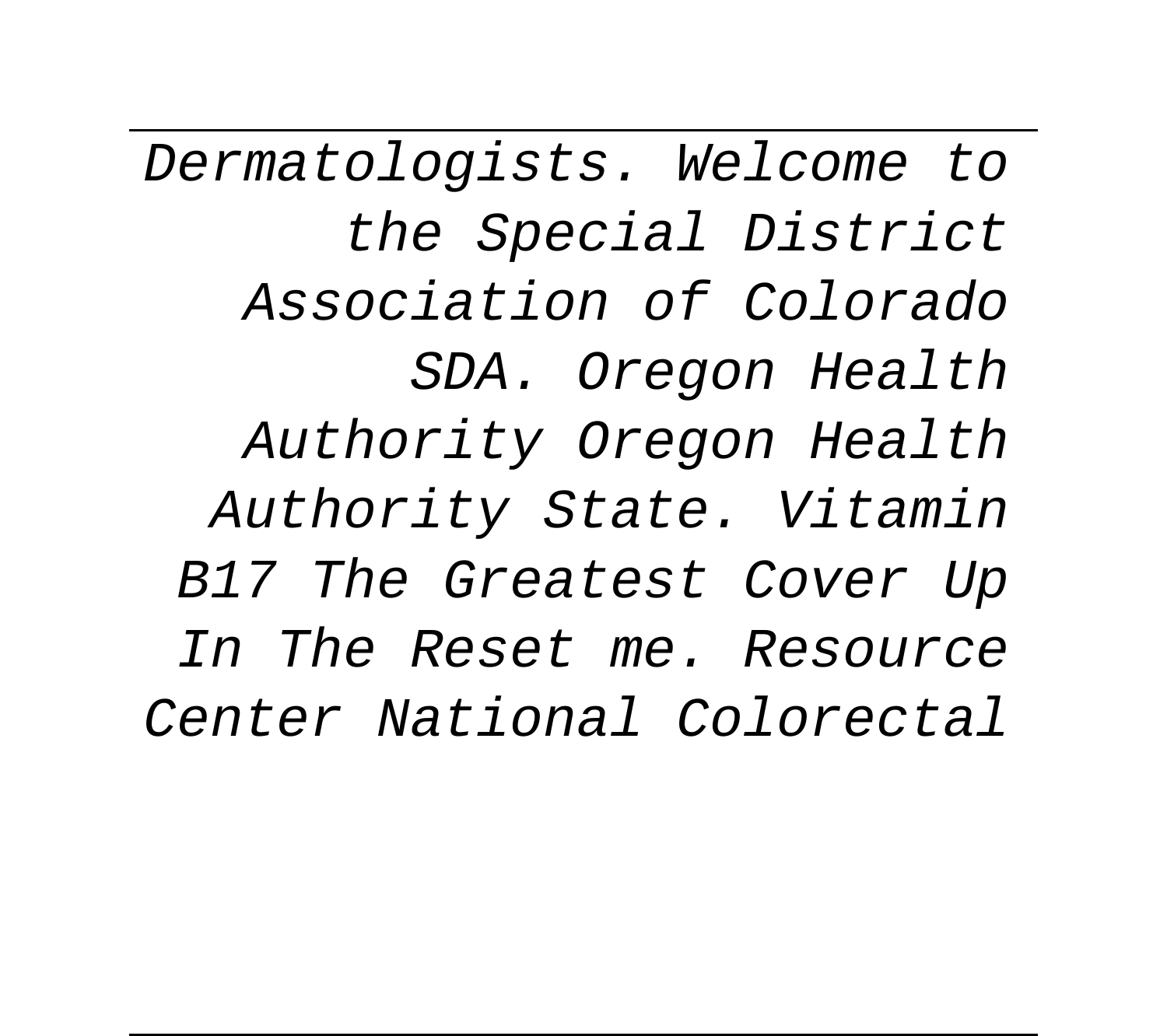Dermatologists. Welcome to the Special District Association of Colorado SDA. Oregon Health Authority Oregon Health Authority State. Vitamin B17 The Greatest Cover Up In The Reset me. Resource Center National Colorectal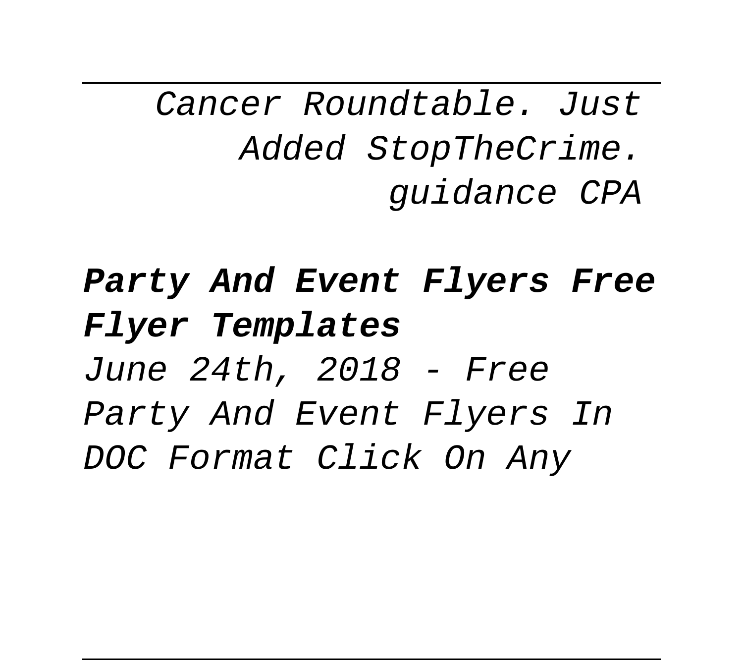Cancer Roundtable. Just Added StopTheCrime. guidance CPA

**Party And Event Flyers Free Flyer Templates**

*June 24th, 2018 - Free Party And Event Flyers In DOC Format Click On Any*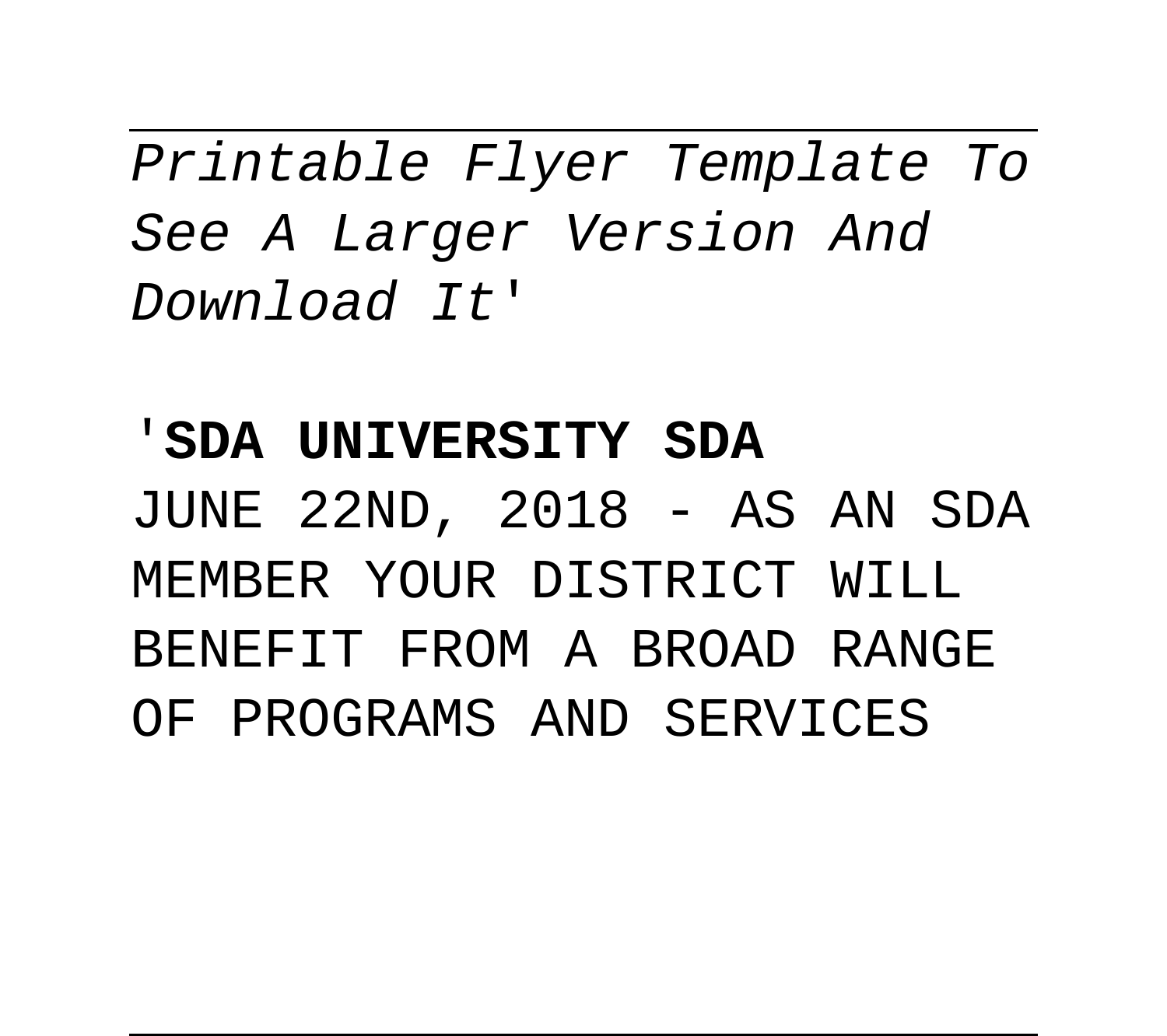*Printable Flyer Template To See A Larger Version And Download It'*

'**SDA UNIVERSITY SDA**

JUNE 22ND, 2018 - AS AN SDA MEMBER YOUR DISTRICT WILL BENEFIT FROM A BROAD RANGE OF PROGRAMS AND SERVICES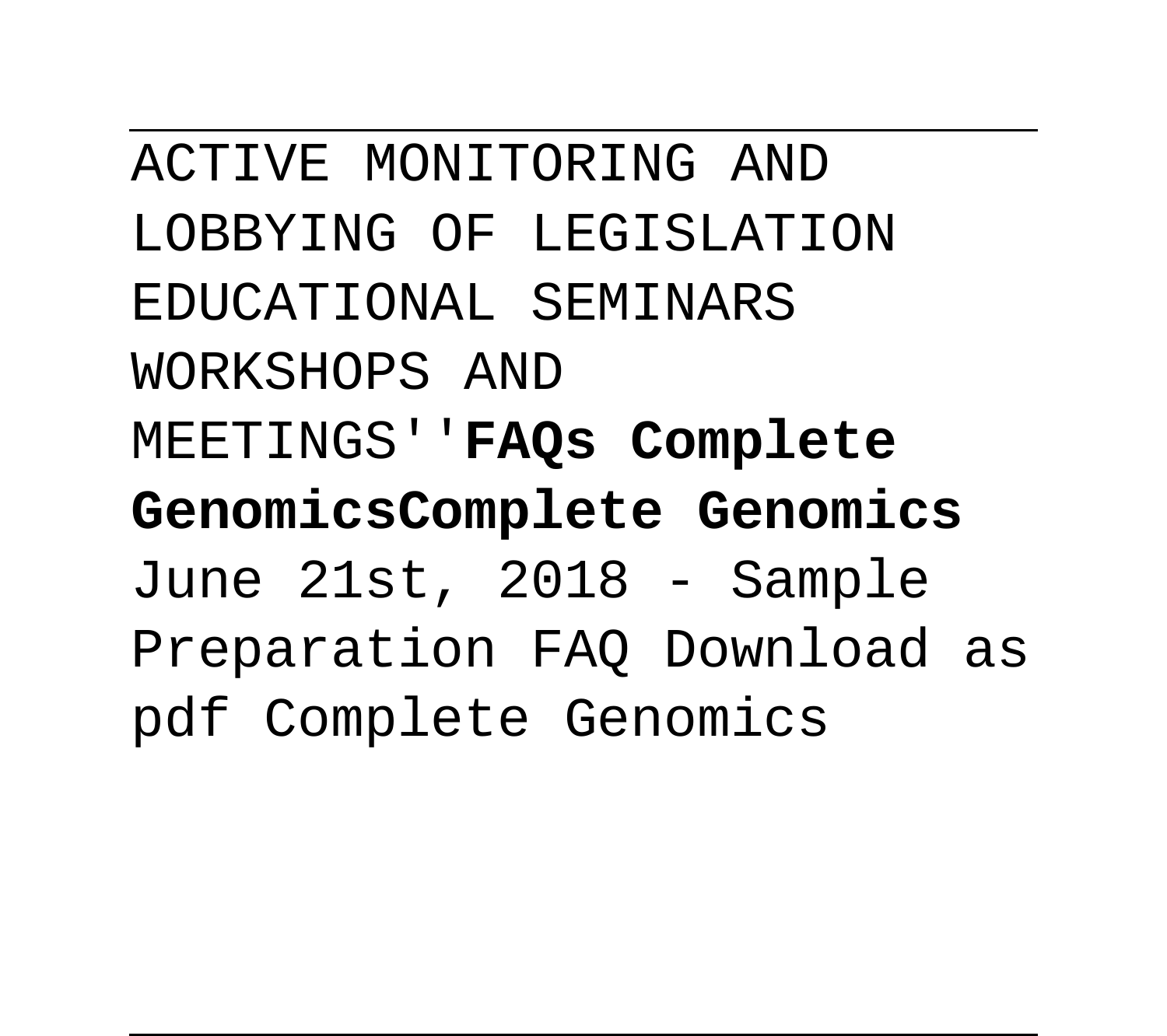ACTIVE MONITORING AND LOBBYING OF LEGISLATION EDUCATIONAL SEMINARS WORKSHOPS AND MEETINGS''**FAQs Complete GenomicsComplete Genomics**
June 21st, 2018 - Sample Preparation FAQ Download as pdf Complete Genomics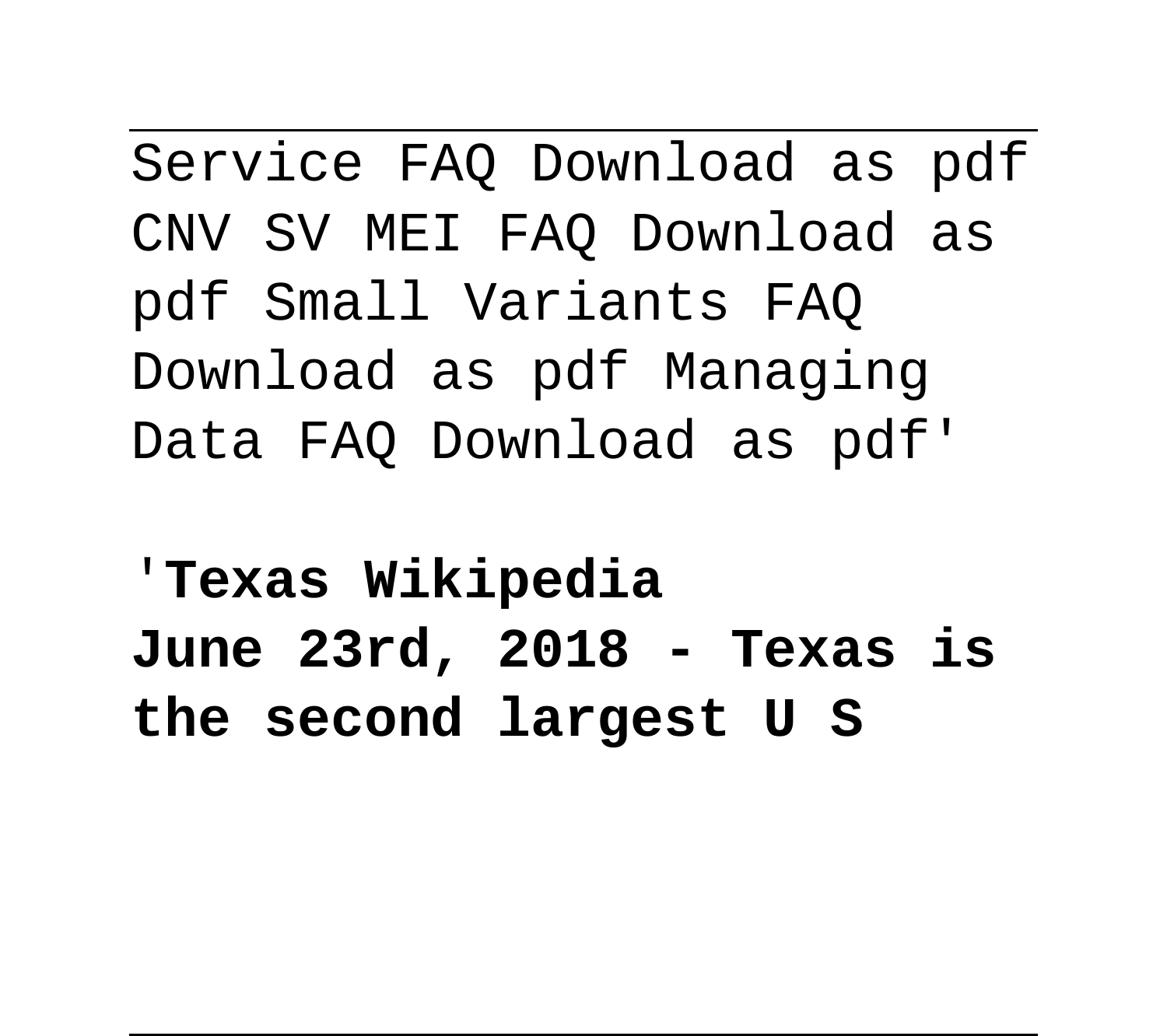Service FAQ Download as pdf CNV SV MEI FAQ Download as pdf Small Variants FAQ Download as pdf Managing Data FAQ Download as pdf'

'**Texas Wikipedia**
**June 23rd, 2018 - Texas is the second largest U S**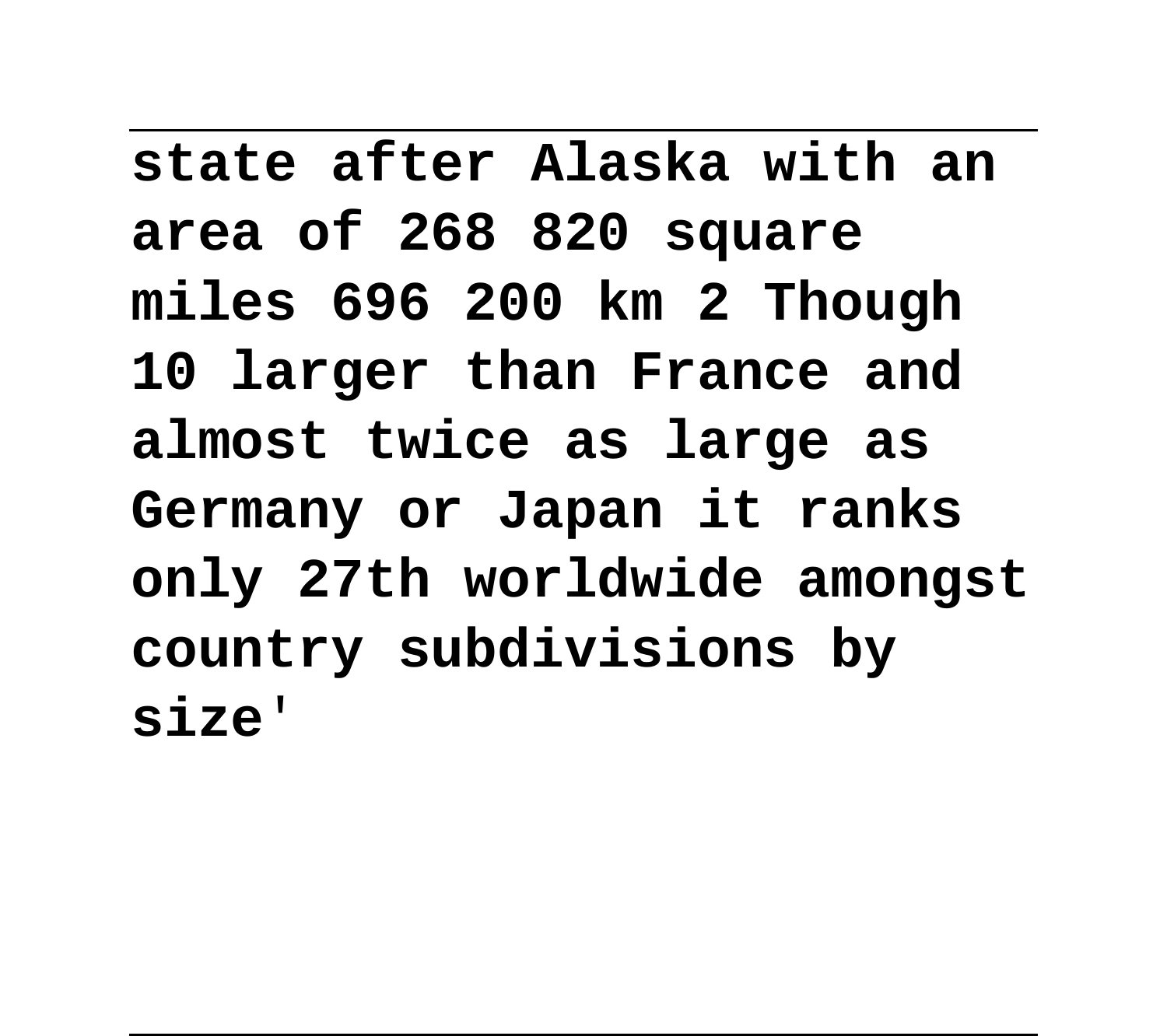**state after Alaska with an area of 268 820 square miles 696 200 km 2 Though 10 larger than France and almost twice as large as Germany or Japan it ranks only 27th worldwide amongst country subdivisions by size'**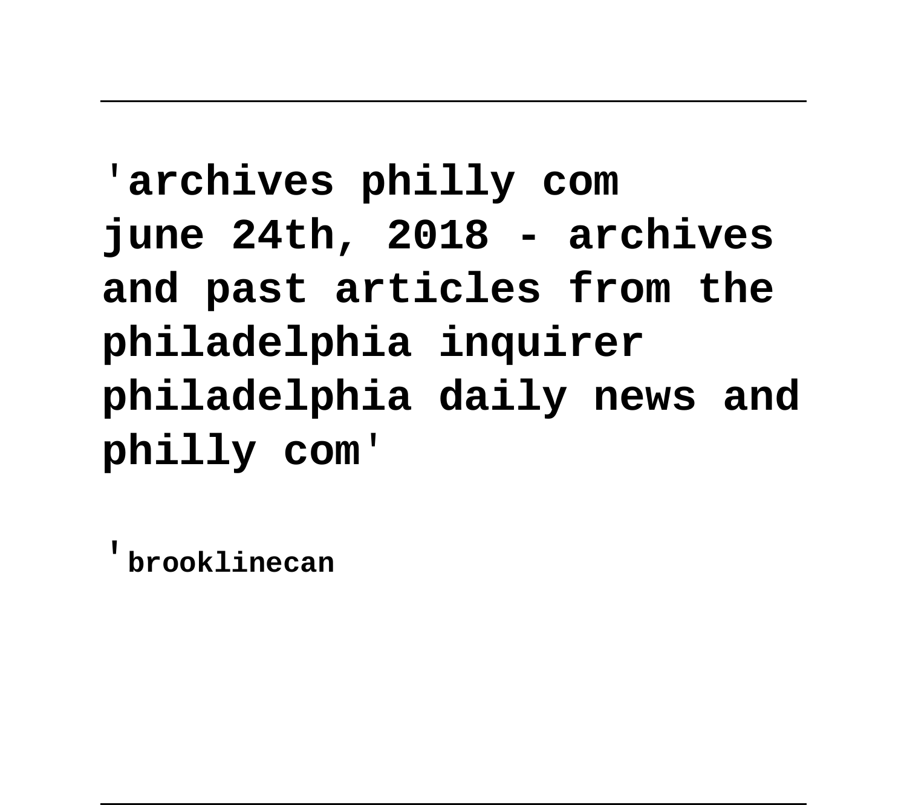**'archives philly com**
**june 24th, 2018 - archives and past articles from the philadelphia inquirer philadelphia daily news and philly com'**

'**brooklinecan**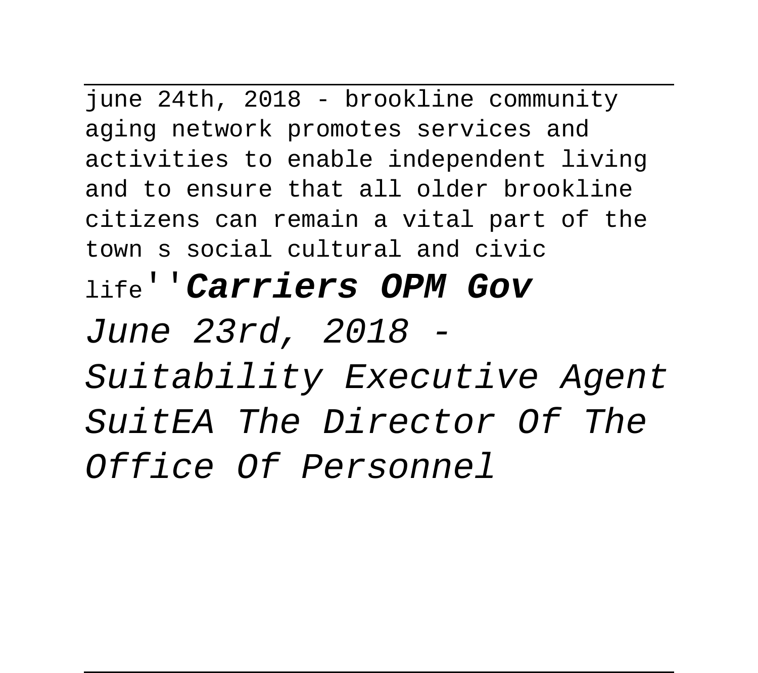june 24th, 2018 - brookline community aging network promotes services and activities to enable independent living and to ensure that all older brookline citizens can remain a vital part of the town s social cultural and civic life''**Carriers OPM Gov**

*June 23rd, 2018 - Suitability Executive Agent SuitEA The Director Of The Office Of Personnel*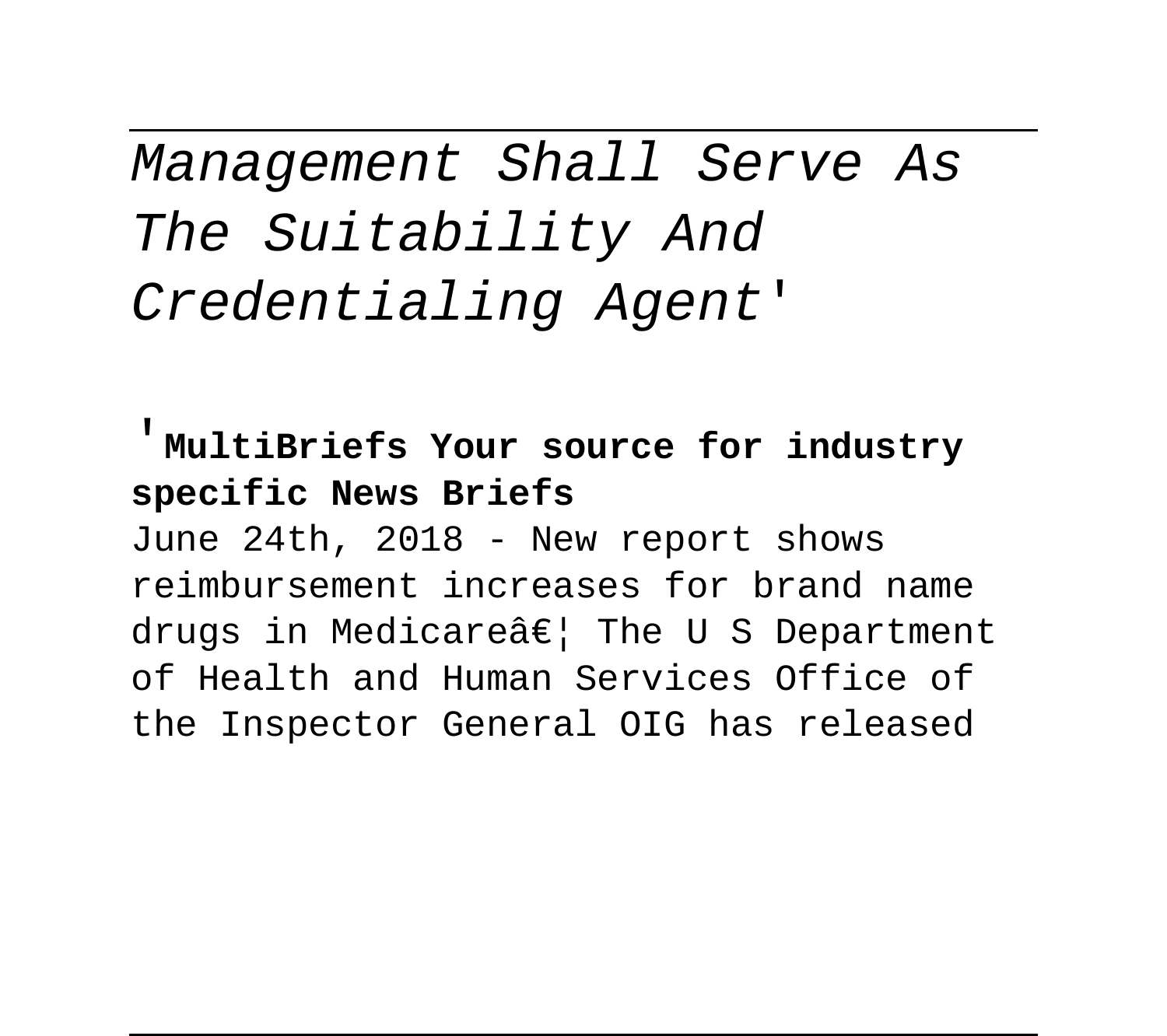*Management Shall Serve As The Suitability And Credentialing Agent'*

'**MultiBriefs Your source for industry specific News Briefs**

June 24th, 2018 - New report shows reimbursement increases for brand name drugs in Medicareâ€¦ The U S Department of Health and Human Services Office of the Inspector General OIG has released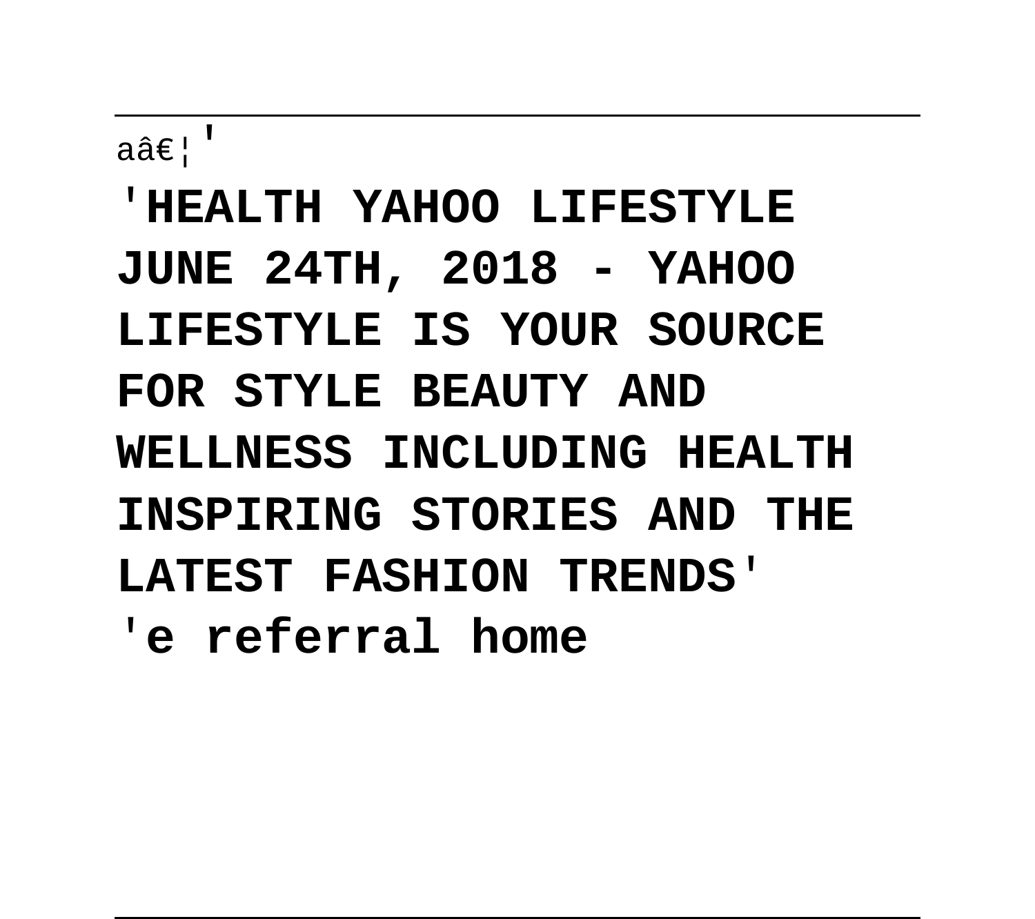aâ€¦'

**'HEALTH YAHOO LIFESTYLE JUNE 24TH, 2018 - YAHOO LIFESTYLE IS YOUR SOURCE FOR STYLE BEAUTY AND WELLNESS INCLUDING HEALTH INSPIRING STORIES AND THE LATEST FASHION TRENDS'**

**'e referral home**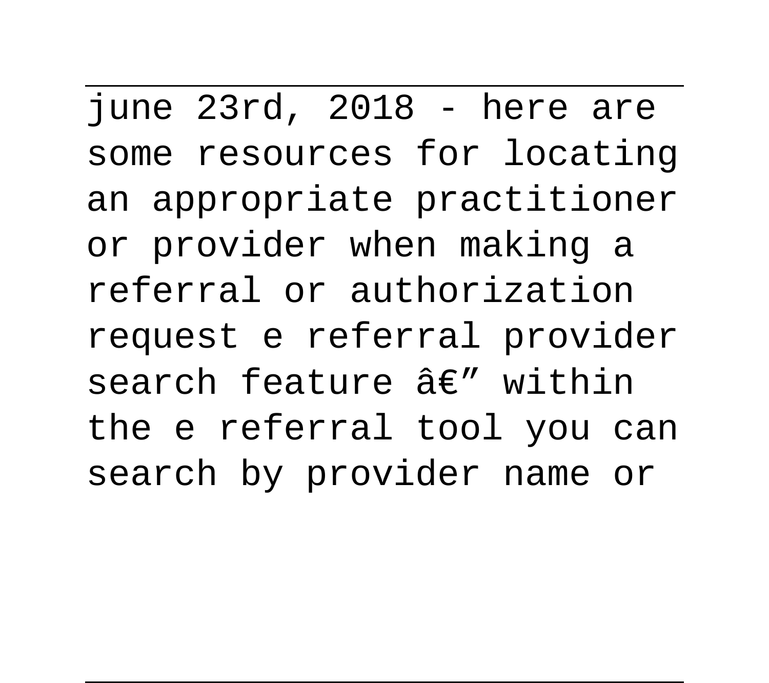june 23rd, 2018 - here are some resources for locating an appropriate practitioner or provider when making a referral or authorization request e referral provider search feature â€” within the e referral tool you can search by provider name or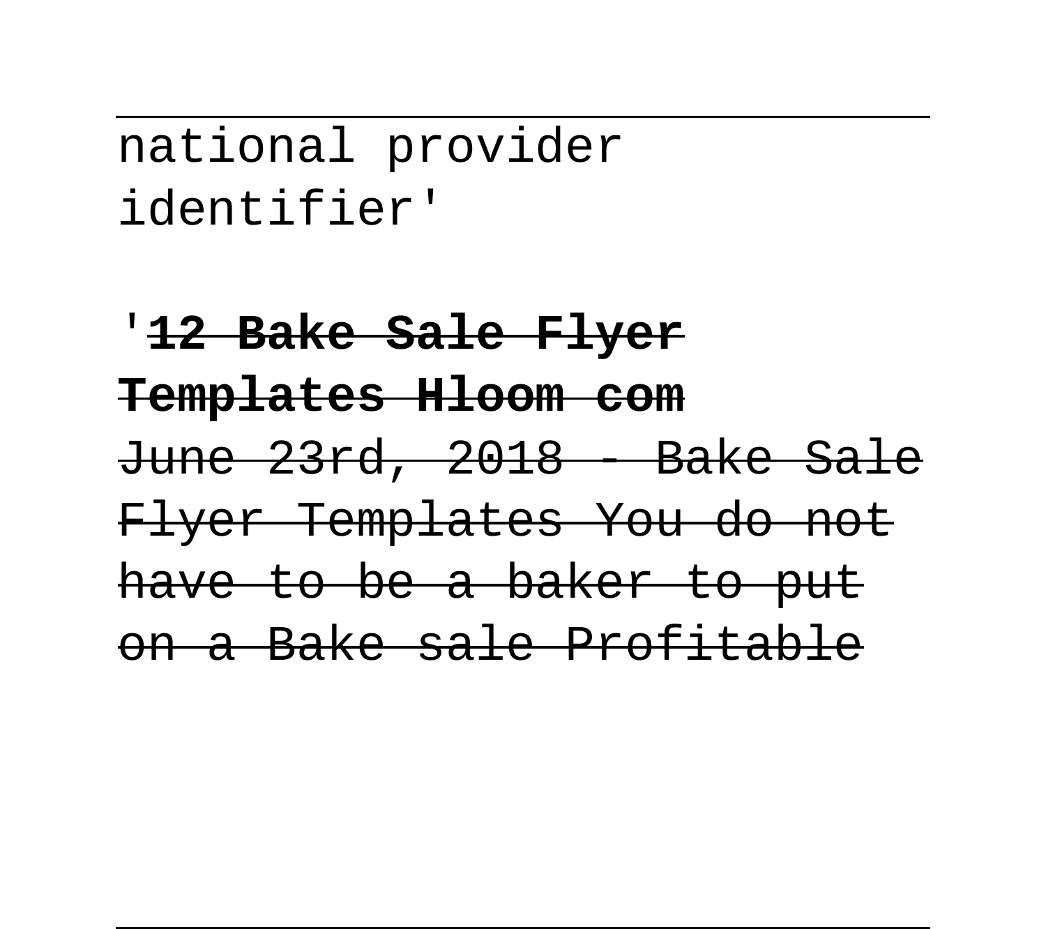national provider identifier'

'~~**12 Bake Sale Flyer Templates Hloom com**~~
~~June 23rd, 2018 - Bake Sale Flyer Templates You do not have to be a baker to put on a Bake sale Profitable~~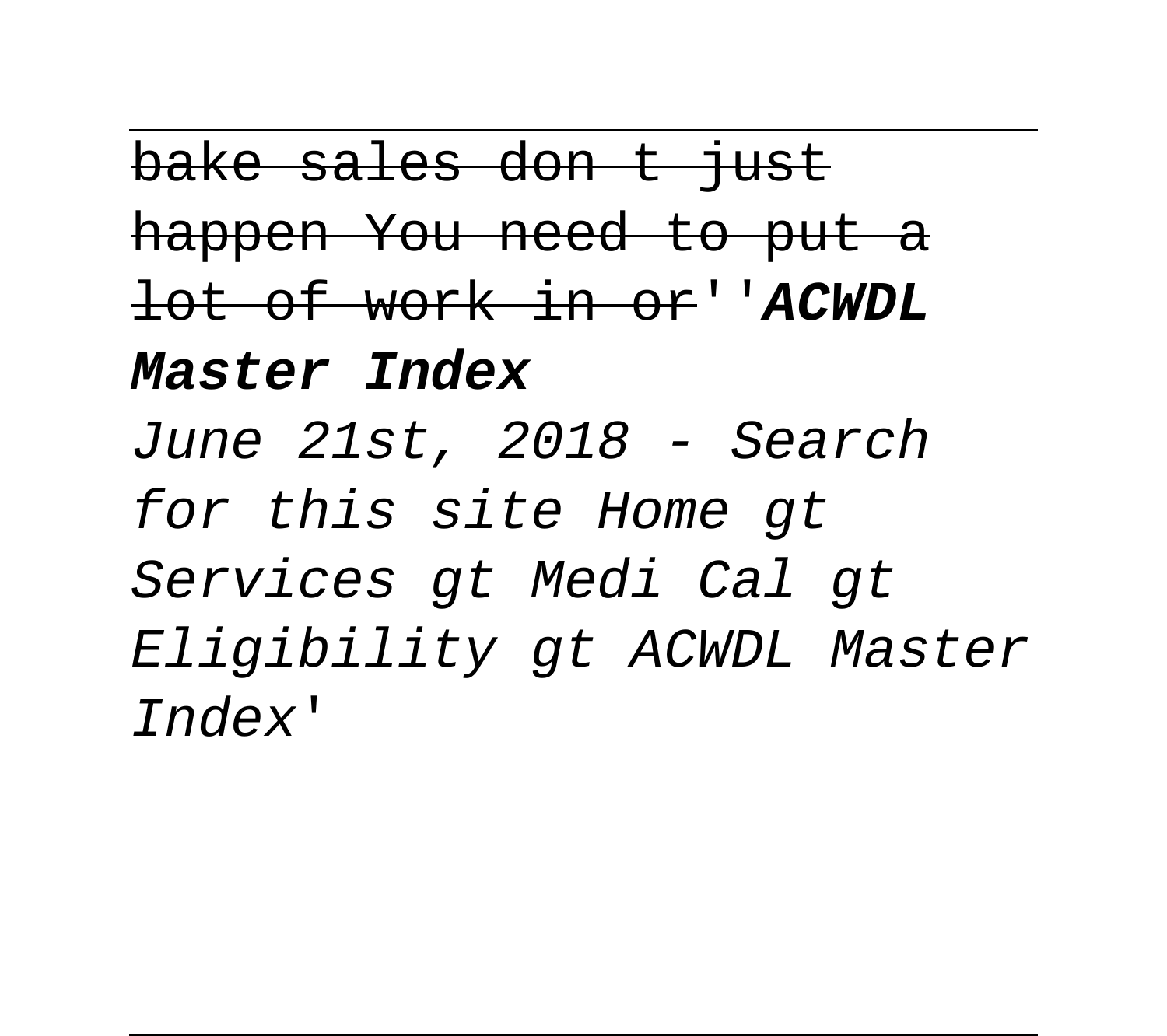~~bake sales don t just happen You need to put a lot of work in or~~''**ACWDL Master Index**

*June 21st, 2018 - Search for this site Home gt Services gt Medi Cal gt Eligibility gt ACWDL Master Index'*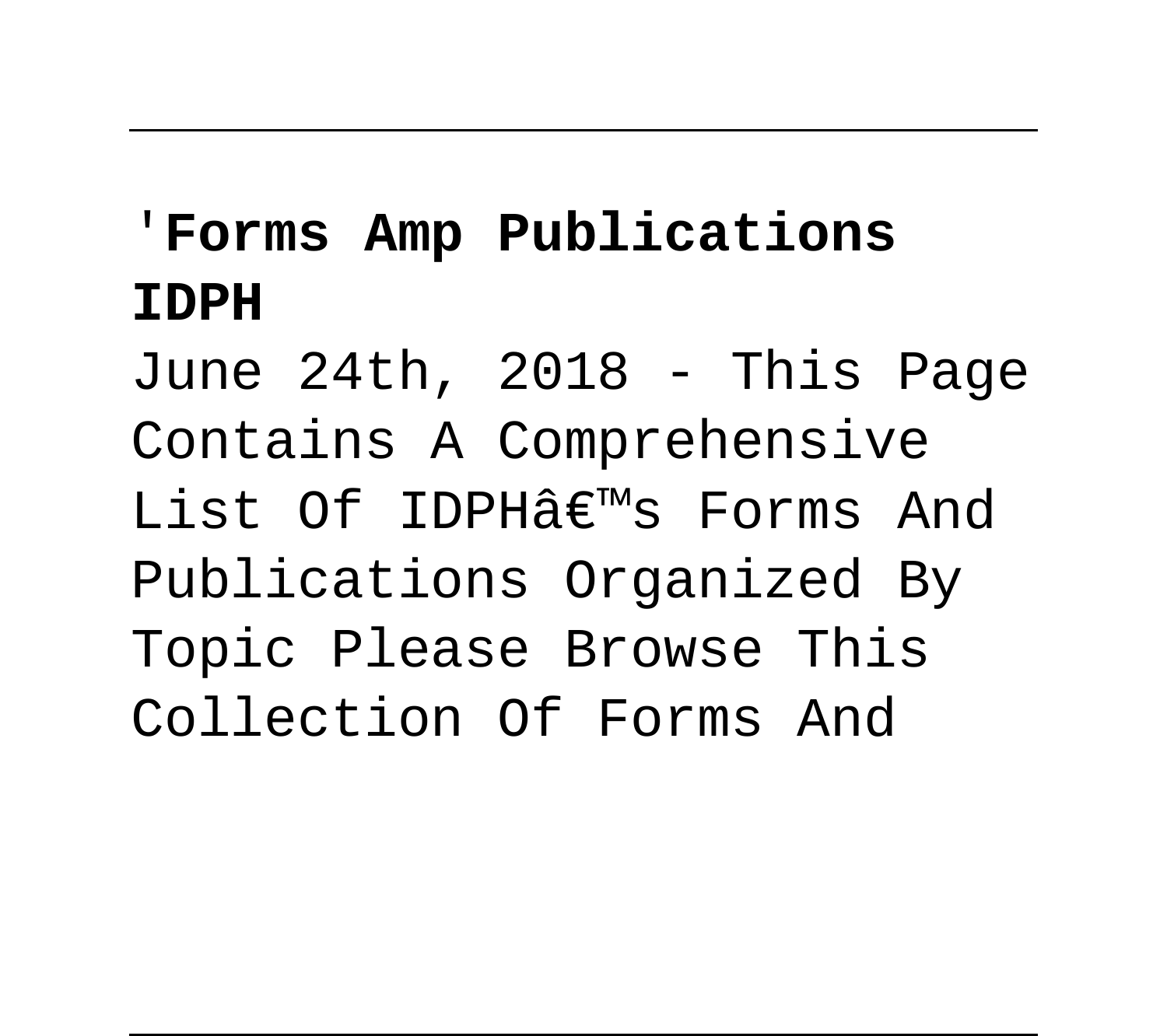'**Forms Amp Publications IDPH**

June 24th, 2018 - This Page Contains A Comprehensive List Of IDPHâ€™s Forms And Publications Organized By Topic Please Browse This Collection Of Forms And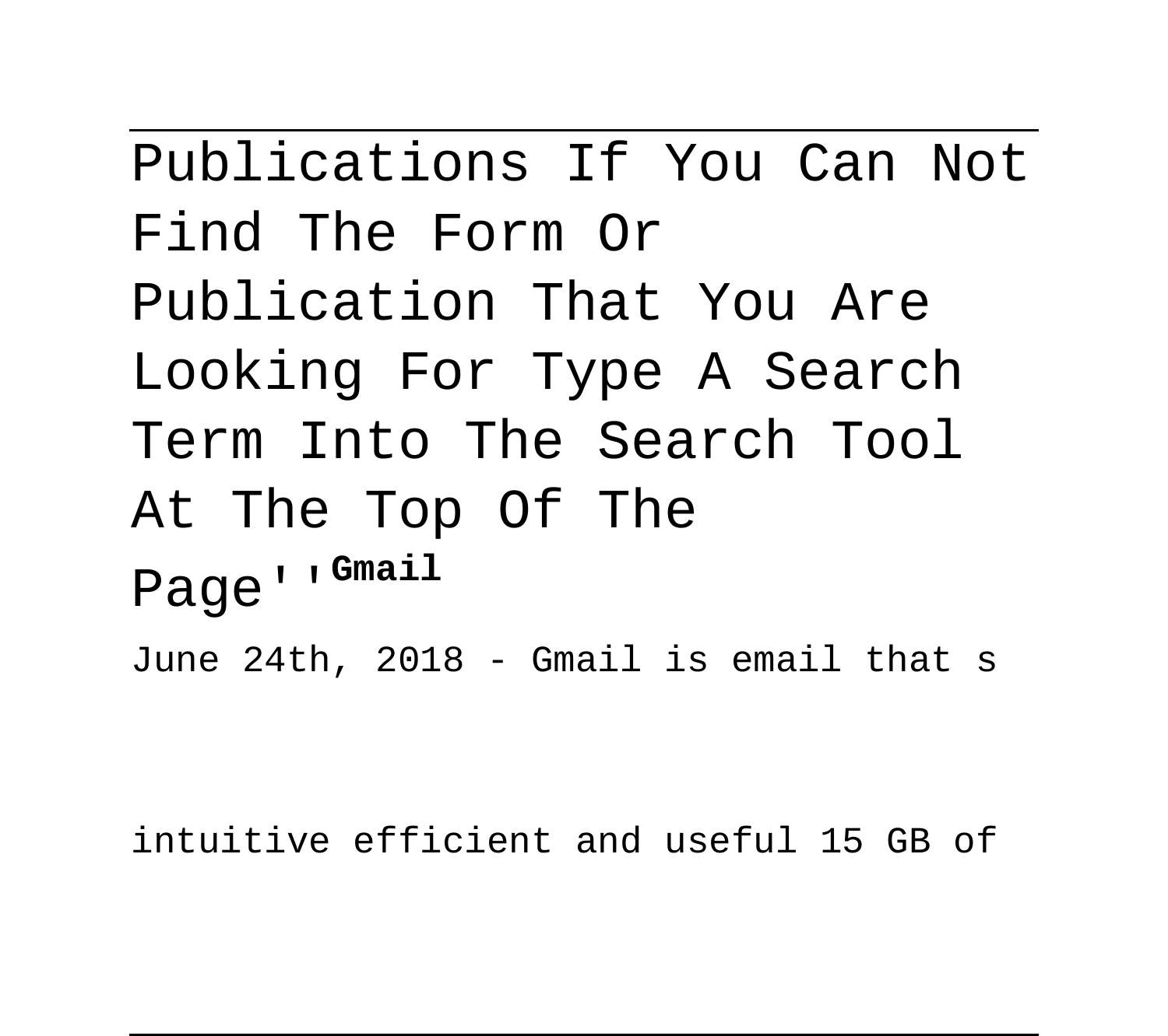Publications If You Can Not Find The Form Or Publication That You Are Looking For Type A Search Term Into The Search Tool At The Top Of The Page''**Gmail**

June 24th, 2018 - Gmail is email that s

intuitive efficient and useful 15 GB of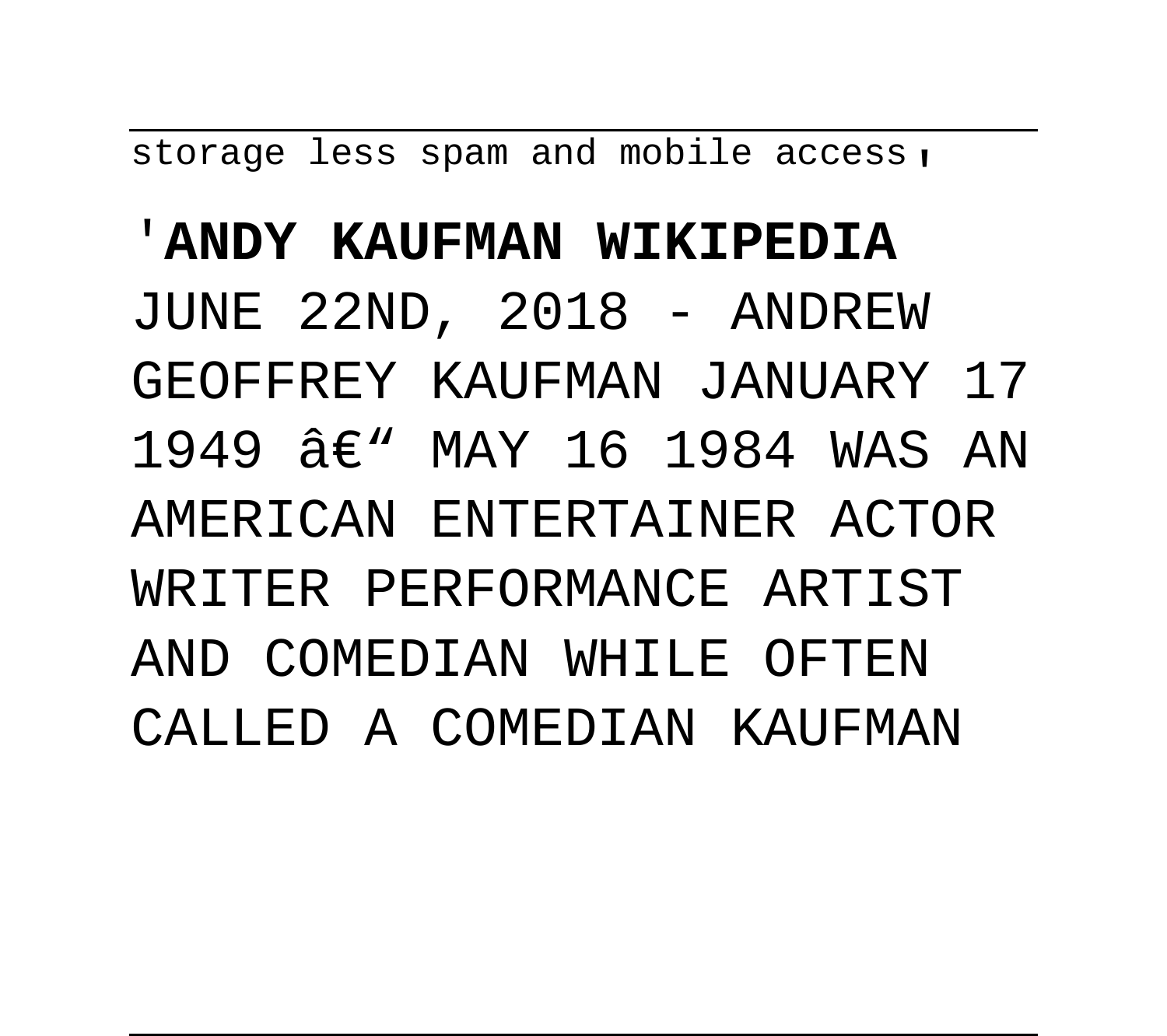storage less spam and mobile access'

'**ANDY KAUFMAN WIKIPEDIA**
JUNE 22ND, 2018 - ANDREW GEOFFREY KAUFMAN JANUARY 17 1949 â€" MAY 16 1984 WAS AN AMERICAN ENTERTAINER ACTOR WRITER PERFORMANCE ARTIST AND COMEDIAN WHILE OFTEN CALLED A COMEDIAN KAUFMAN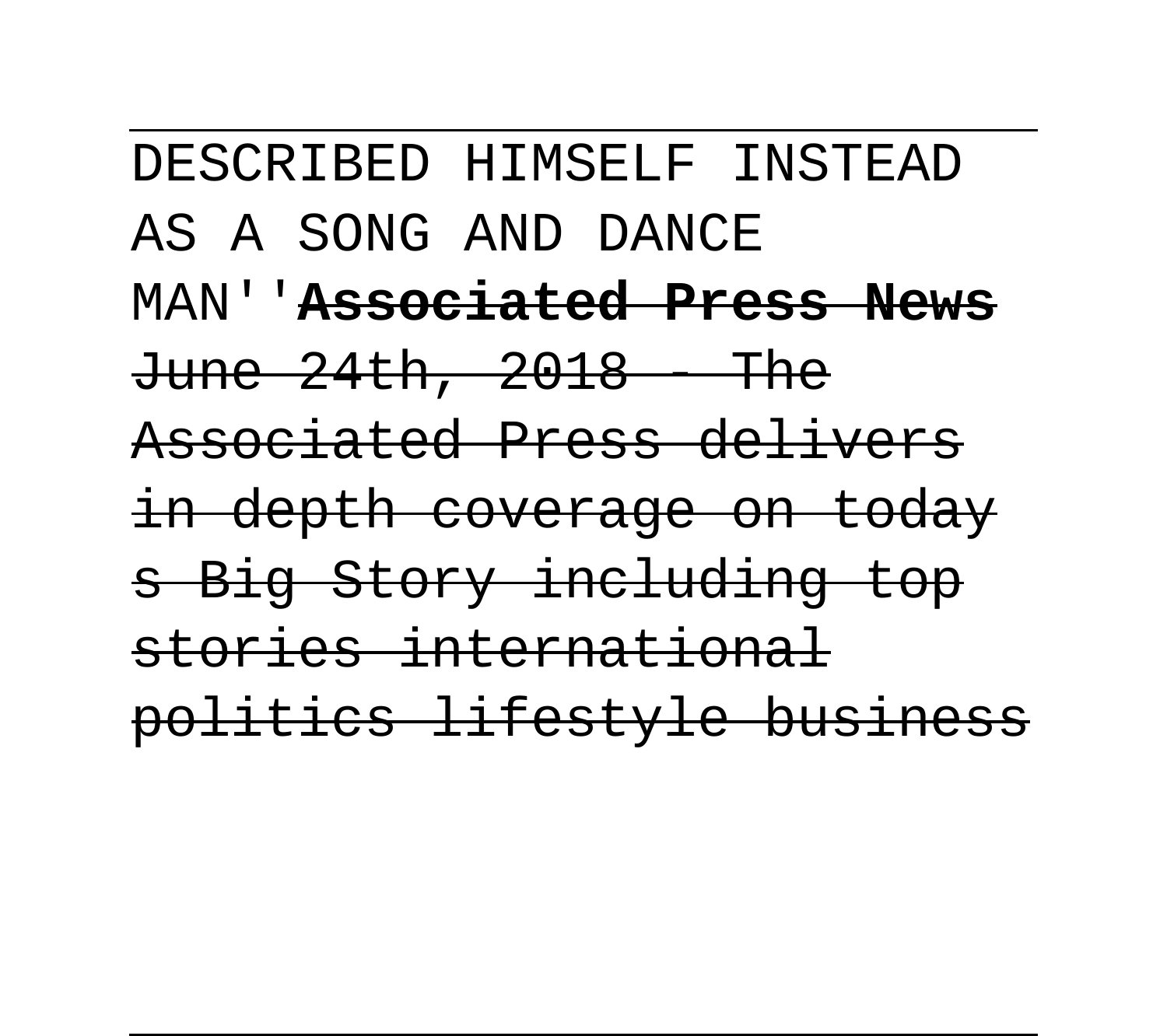DESCRIBED HIMSELF INSTEAD AS A SONG AND DANCE MAN''**~~Associated Press News~~**~~June 24th, 2018 - The Associated Press delivers in depth coverage on today s Big Story including top stories international politics lifestyle business~~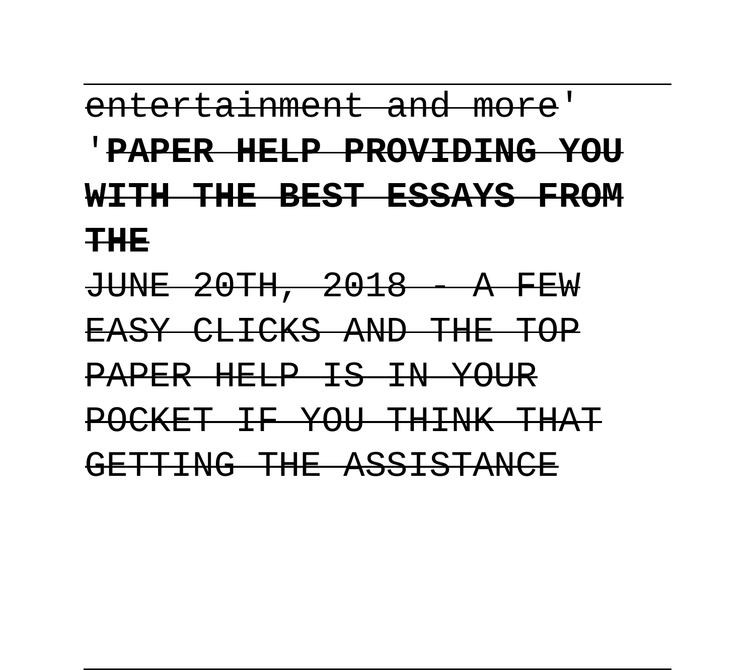entertainment and more'

'**PAPER HELP PROVIDING YOU WITH THE BEST ESSAYS FROM THE**

JUNE 20TH, 2018 - A FEW EASY CLICKS AND THE TOP PAPER HELP IS IN YOUR POCKET IF YOU THINK THAT GETTING THE ASSISTANCE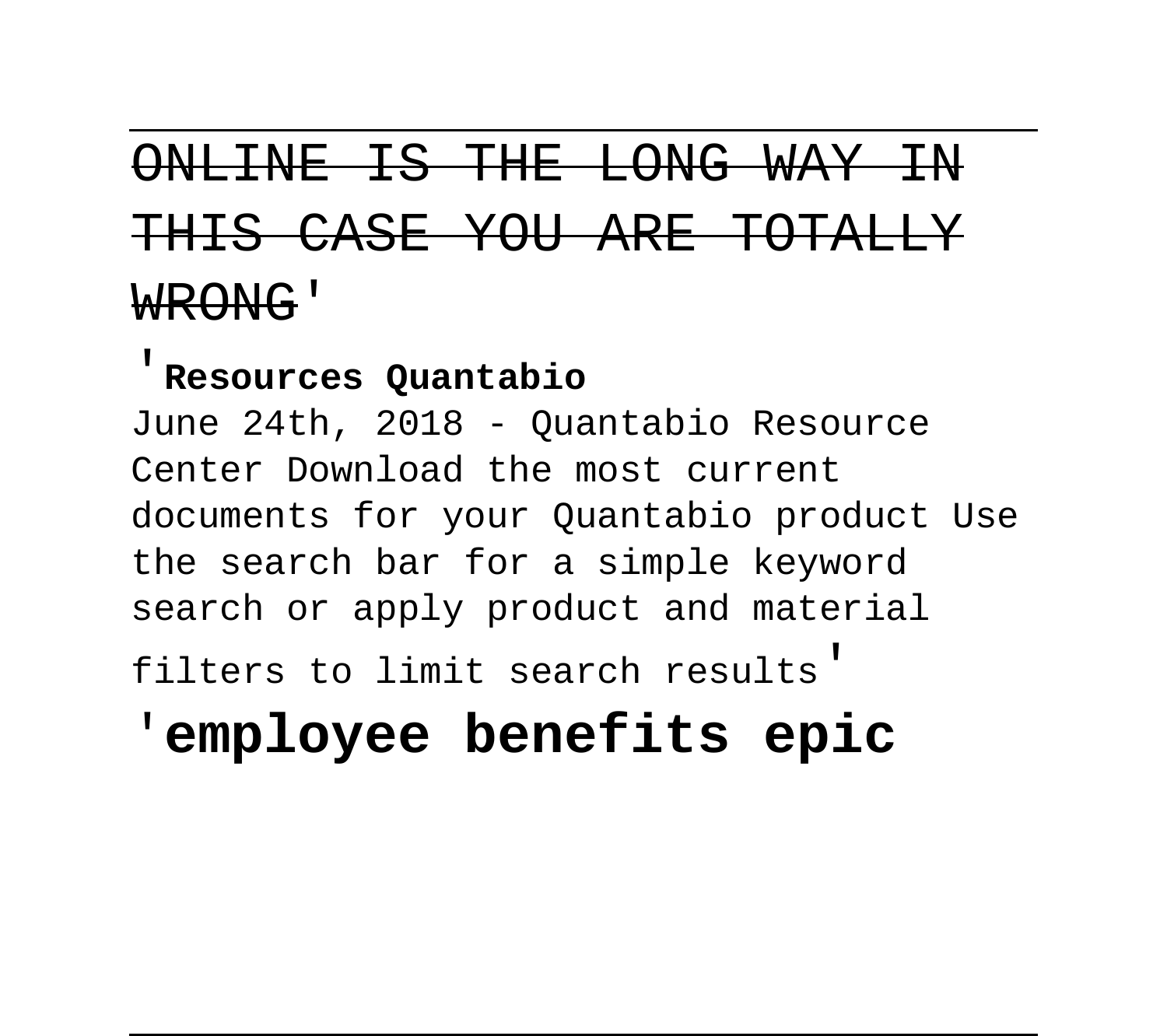~~ONLINE IS THE LONG WAY IN THIS CASE YOU ARE TOTALLY WRONG~~'

'**Resources Quantabio**

June 24th, 2018 - Quantabio Resource Center Download the most current documents for your Quantabio product Use the search bar for a simple keyword search or apply product and material filters to limit search results'

'**employee benefits epic**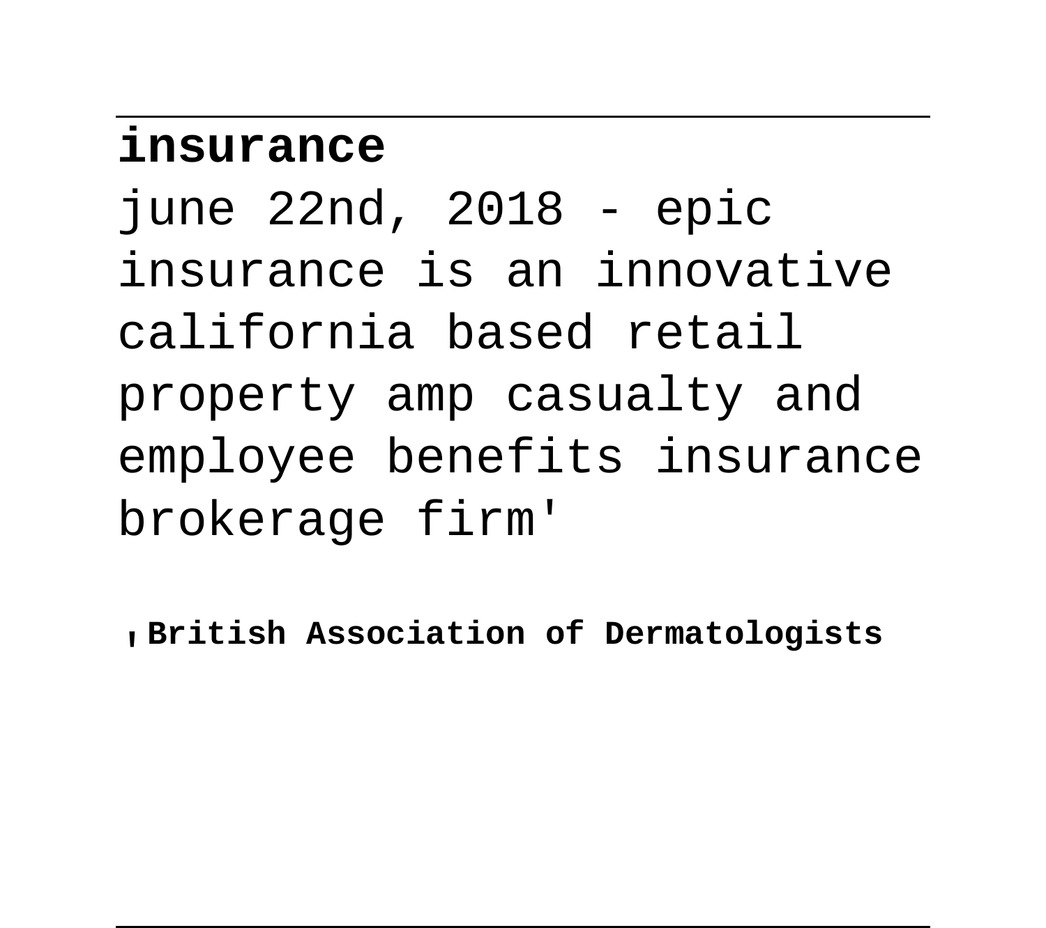**insurance**

june 22nd, 2018 - epic insurance is an innovative california based retail property amp casualty and employee benefits insurance brokerage firm'

'**British Association of Dermatologists**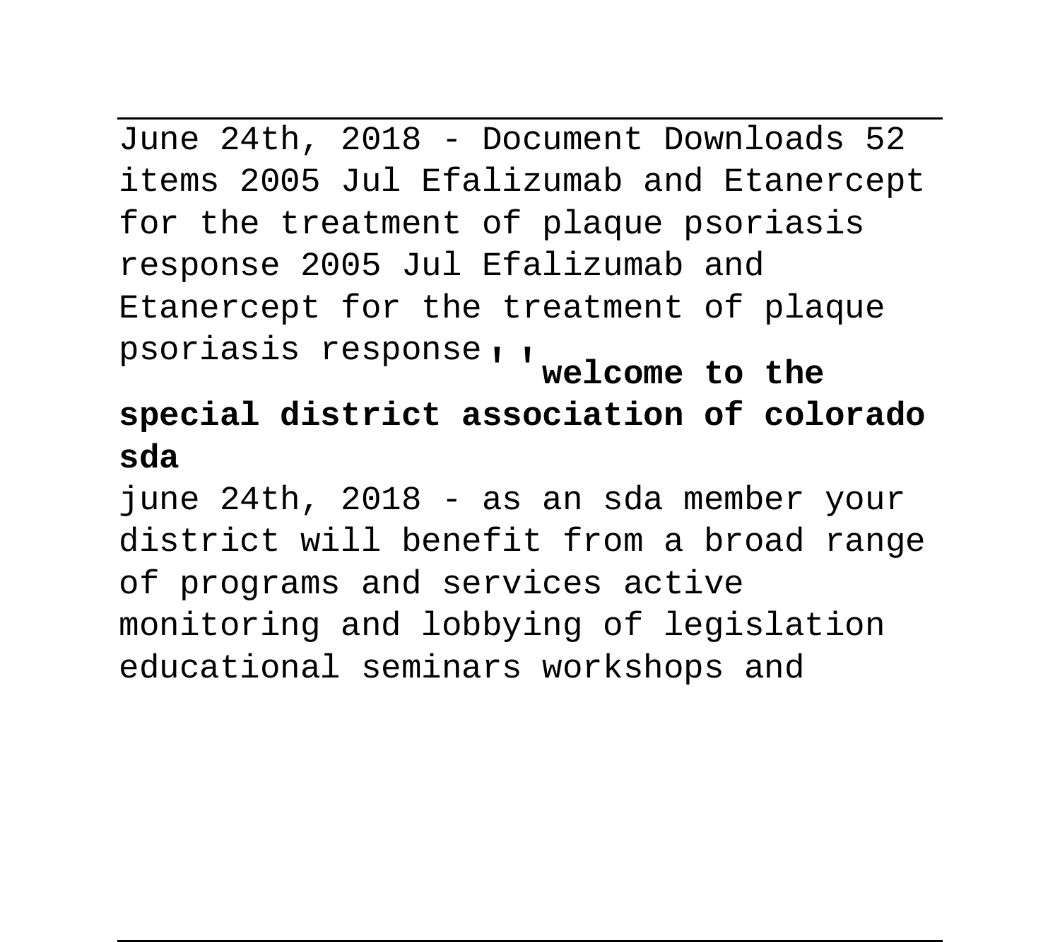June 24th, 2018 - Document Downloads 52 items 2005 Jul Efalizumab and Etanercept for the treatment of plaque psoriasis response 2005 Jul Efalizumab and Etanercept for the treatment of plaque psoriasis response''**welcome to the special district association of colorado sda**

june 24th, 2018 - as an sda member your district will benefit from a broad range of programs and services active monitoring and lobbying of legislation educational seminars workshops and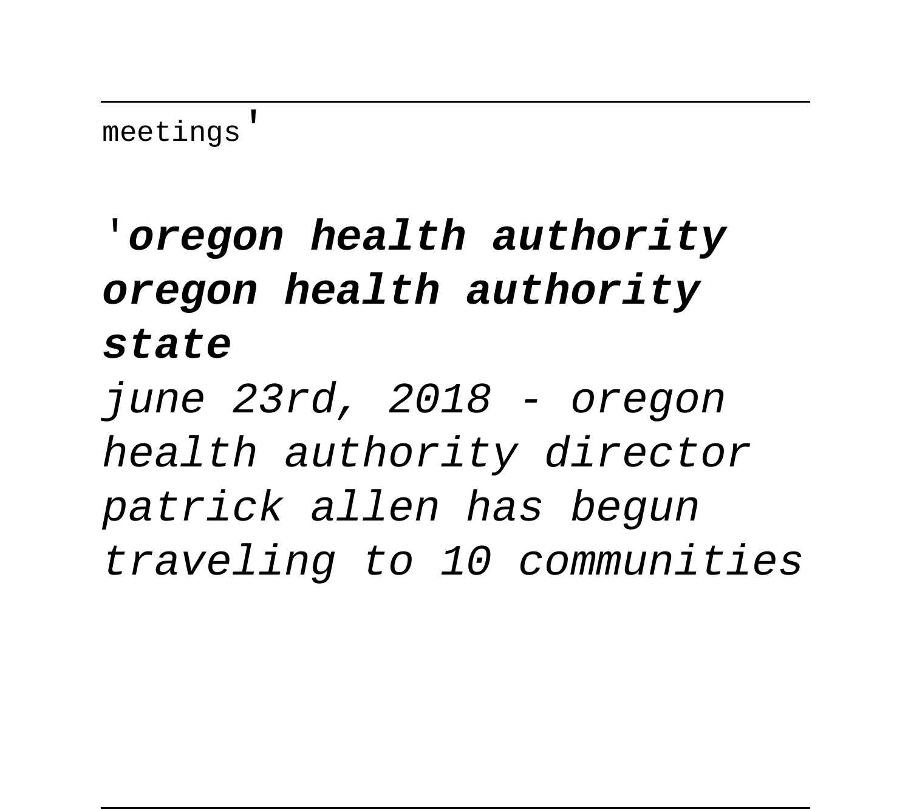meetings'

'**oregon health authority oregon health authority state**

*june 23rd, 2018 - oregon health authority director patrick allen has begun traveling to 10 communities*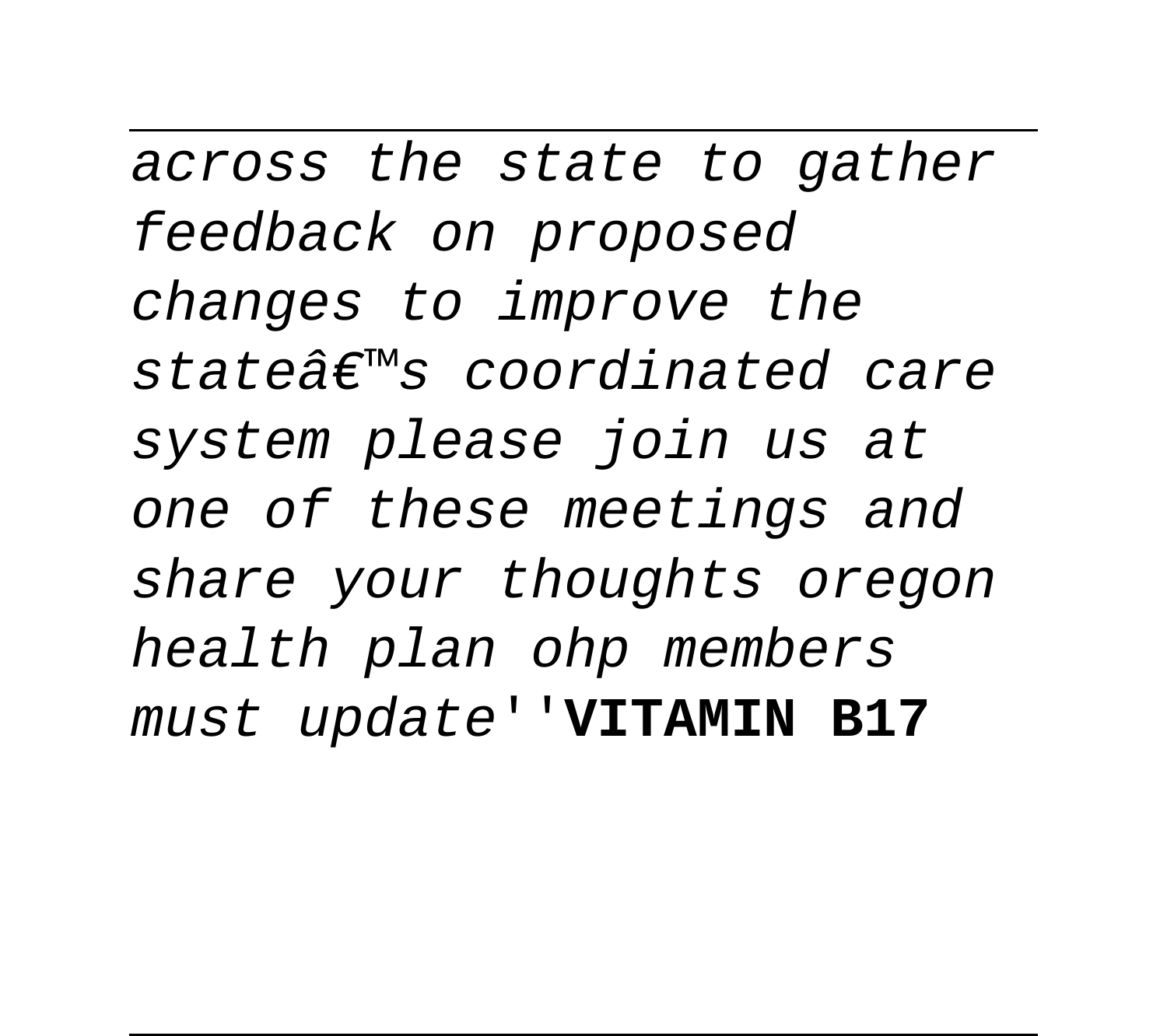*across the state to gather feedback on proposed changes to improve the stateâ€™s coordinated care system please join us at one of these meetings and share your thoughts oregon health plan ohp members must update*''**VITAMIN B17**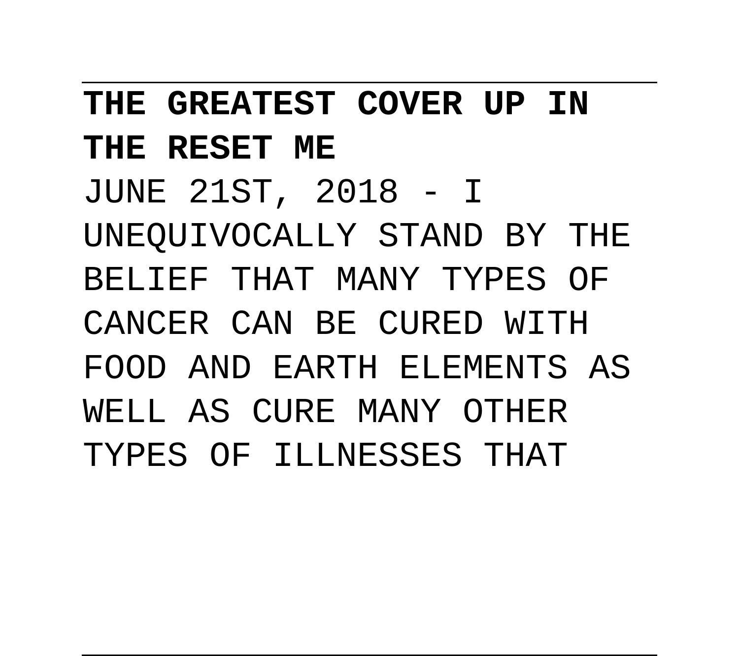## THE GREATEST COVER UP IN THE RESET ME

JUNE 21ST, 2018 - I UNEQUIVOCALLY STAND BY THE BELIEF THAT MANY TYPES OF CANCER CAN BE CURED WITH FOOD AND EARTH ELEMENTS AS WELL AS CURE MANY OTHER TYPES OF ILLNESSES THAT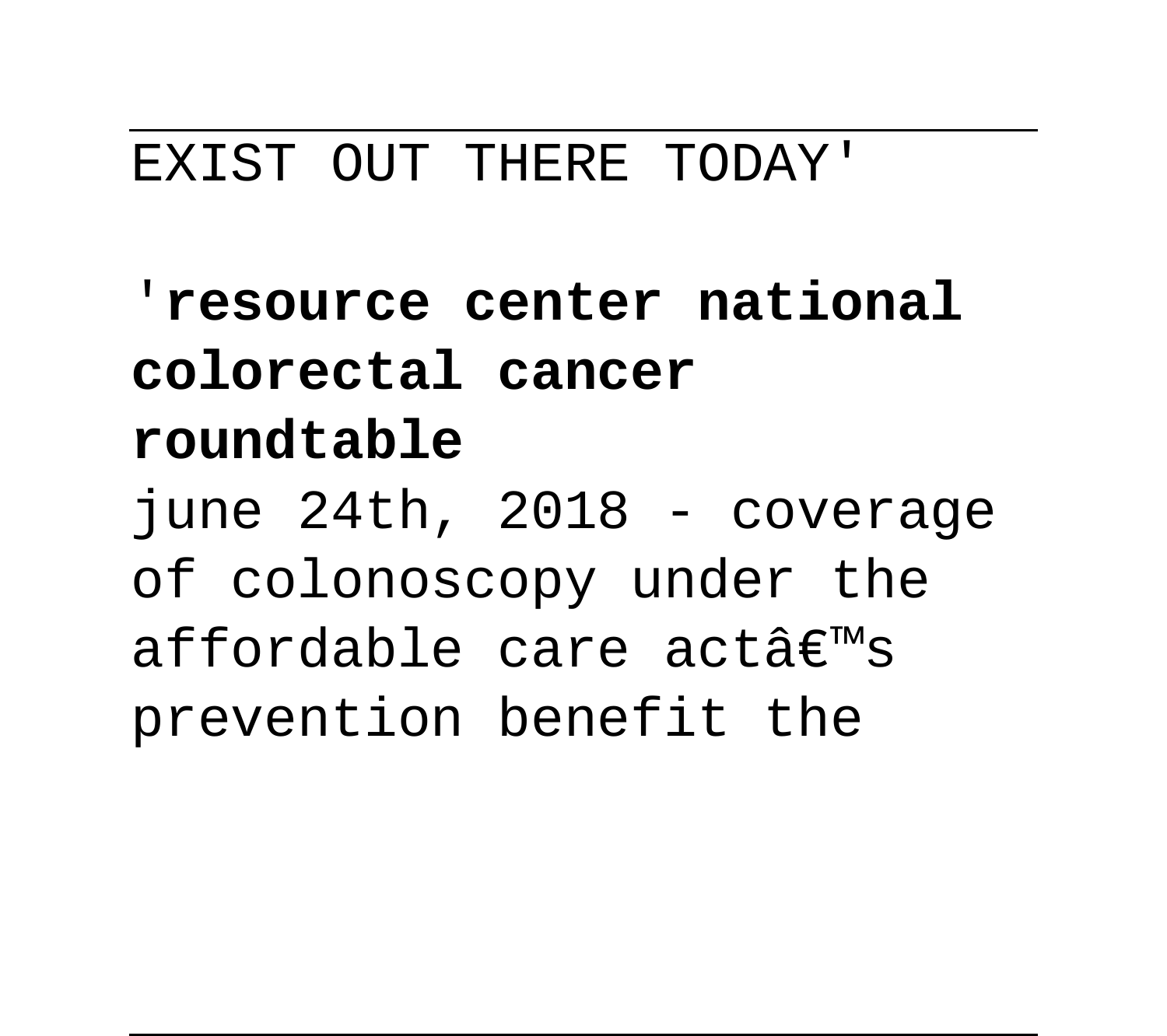EXIST OUT THERE TODAY'

'**resource center national colorectal cancer roundtable**

june 24th, 2018 - coverage of colonoscopy under the affordable care actâ€™s prevention benefit the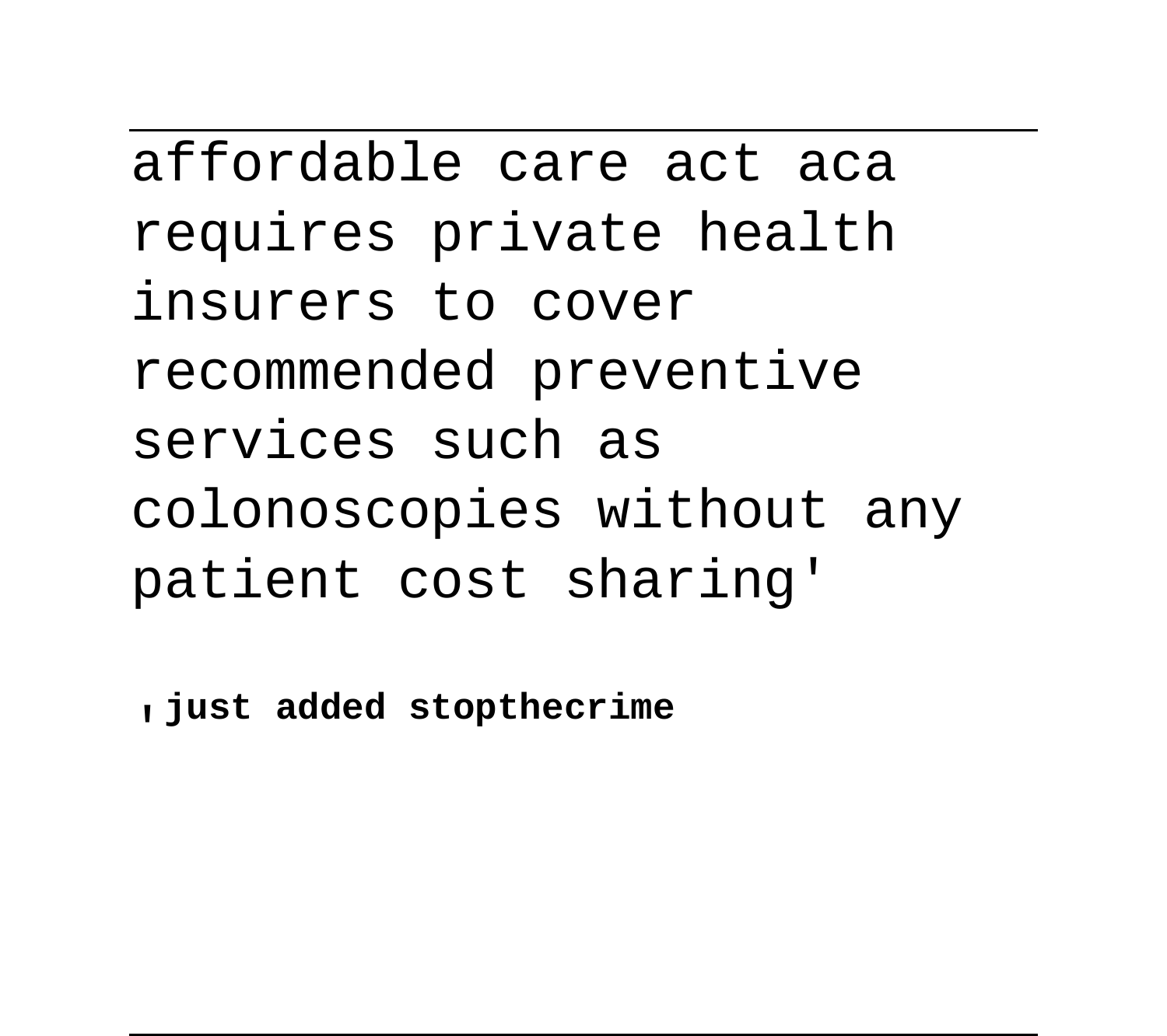affordable care act aca requires private health insurers to cover recommended preventive services such as colonoscopies without any patient cost sharing'

, **just added stopthecrime**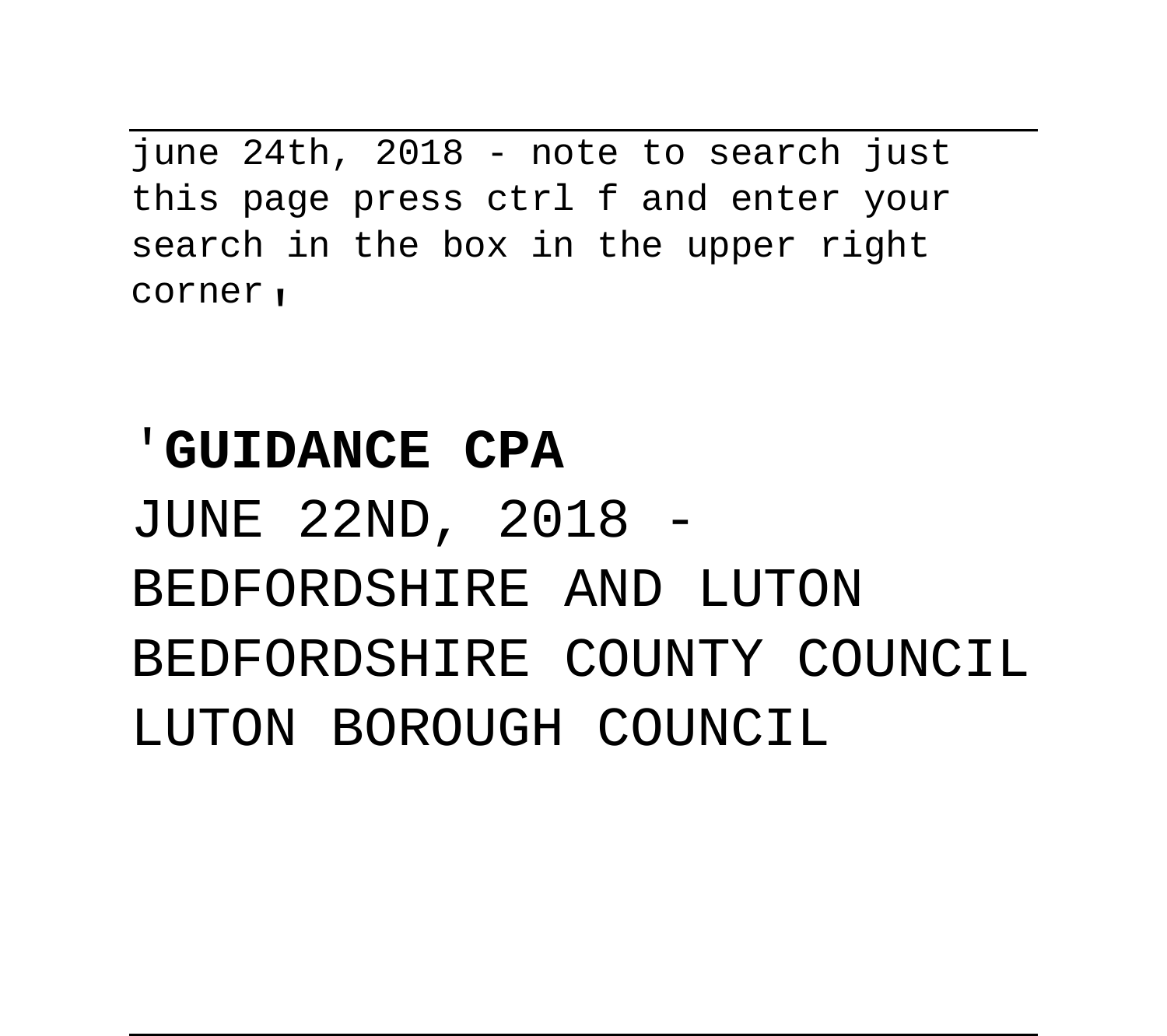june 24th, 2018 - note to search just this page press ctrl f and enter your search in the box in the upper right corner,

'**GUIDANCE CPA**

JUNE 22ND, 2018 - BEDFORDSHIRE AND LUTON BEDFORDSHIRE COUNTY COUNCIL LUTON BOROUGH COUNCIL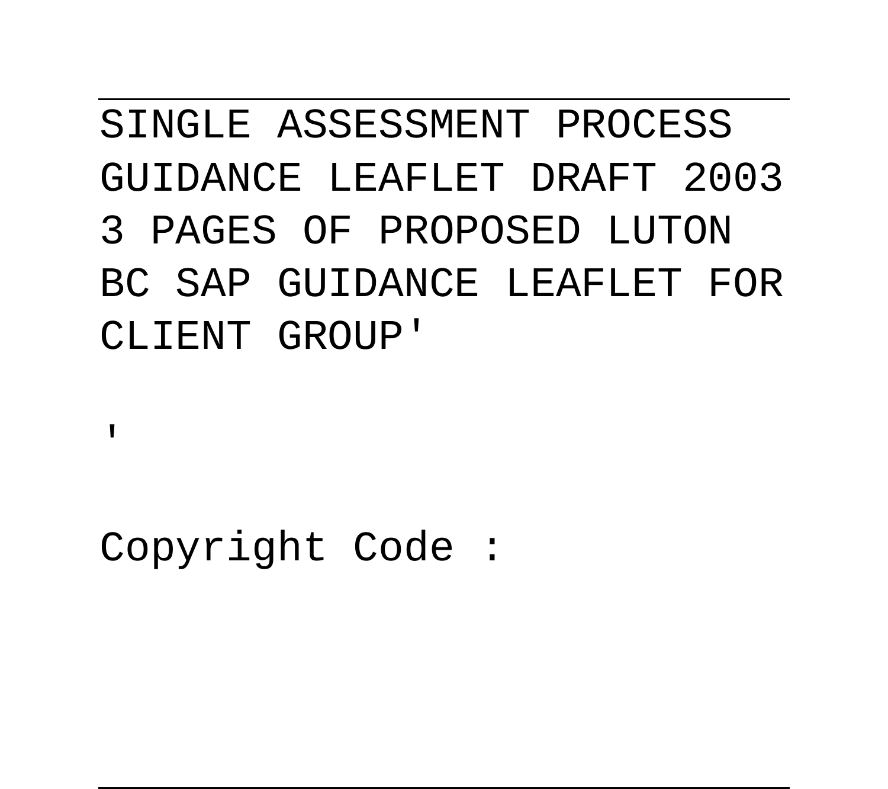SINGLE ASSESSMENT PROCESS GUIDANCE LEAFLET DRAFT 2003 3 PAGES OF PROPOSED LUTON BC SAP GUIDANCE LEAFLET FOR CLIENT GROUP'

'

Copyright Code :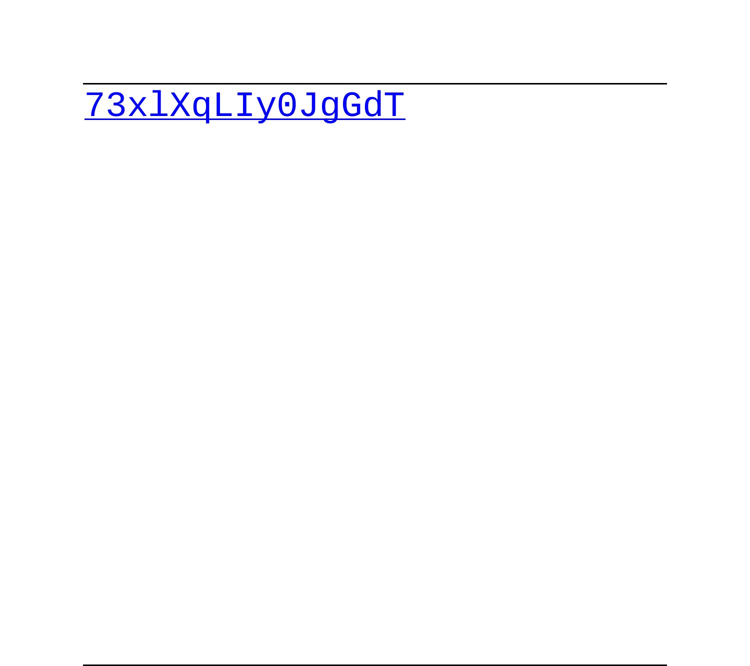73xlXqLIy0JgGdT